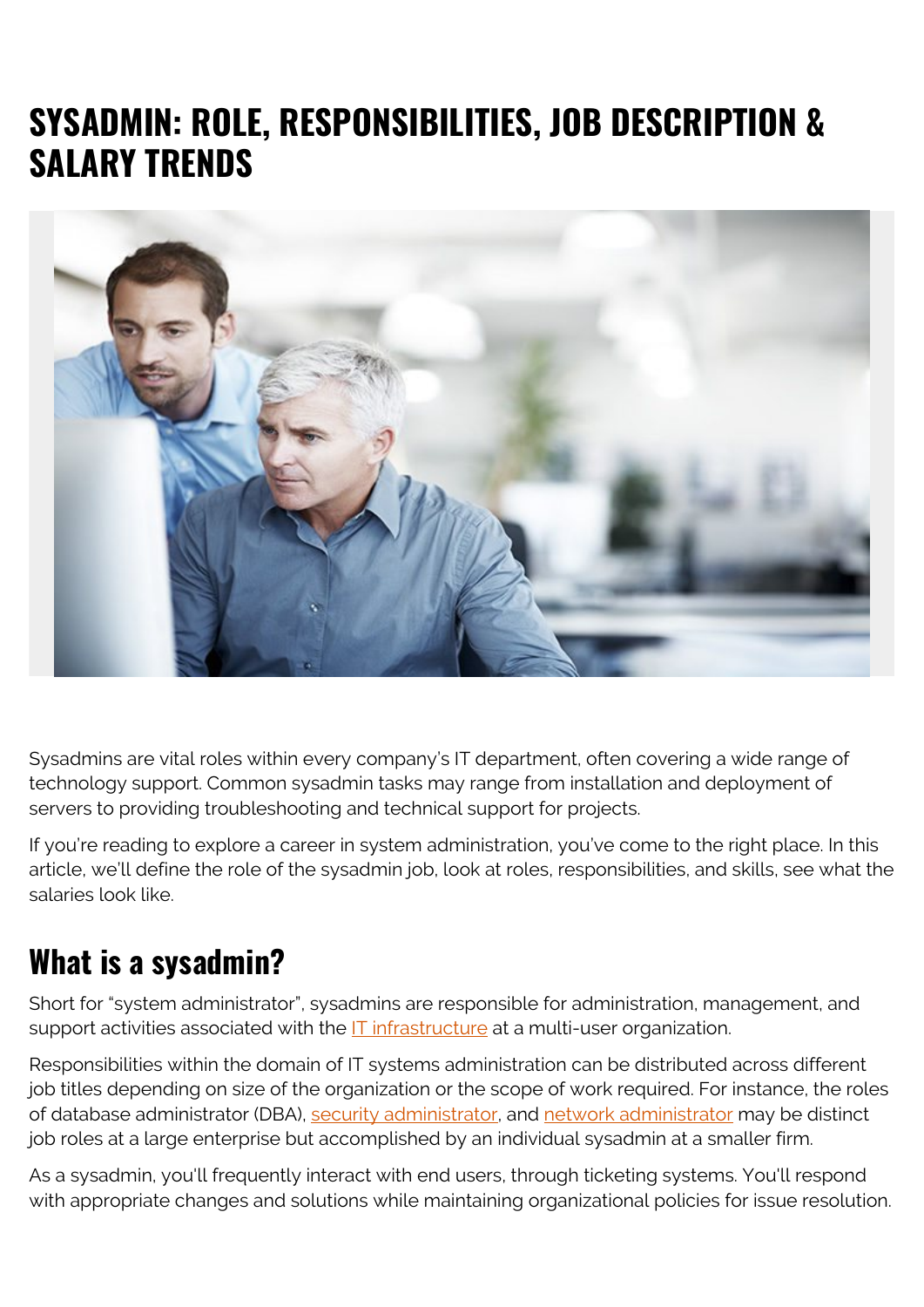# SYSADMIN: ROLE, RESPONSIBILITIES, JOB DESCRIPTION & SALARY TRENDS

Sysadmins are vital roles within every company's IT department, often covering a wide range of technology support. Common sysadmin tasks may range from installation and deployment of servers to providing troubleshooting and technical support for projects.

If you're reading to explore a career in system administration, you've come to the right place. In this article, we'll define the role of the sysadmin job, look at roles, responsibilities, and skills, see what the salaries look like.

## What is a sysadmin?

Short for "system administrator", sysadmins are responsible for administration, management, and support activities associated with the IT infrastructure at a multi-user organization.

Responsibilities within the domain of IT systems administration can be distributed across different job titles depending on size of the organization or the scope of work required. For instance, the roles of database administrator (DBA), security administrator, and network administrator may be distinct job roles at a large enterprise but accomplished by an individual sysadmin at a smaller firm.

As a sysadmin, you'll frequently interact with end users, through ticketing systems. You'll respond with appropriate changes and solutions while maintaining organizational policies for issue resolution.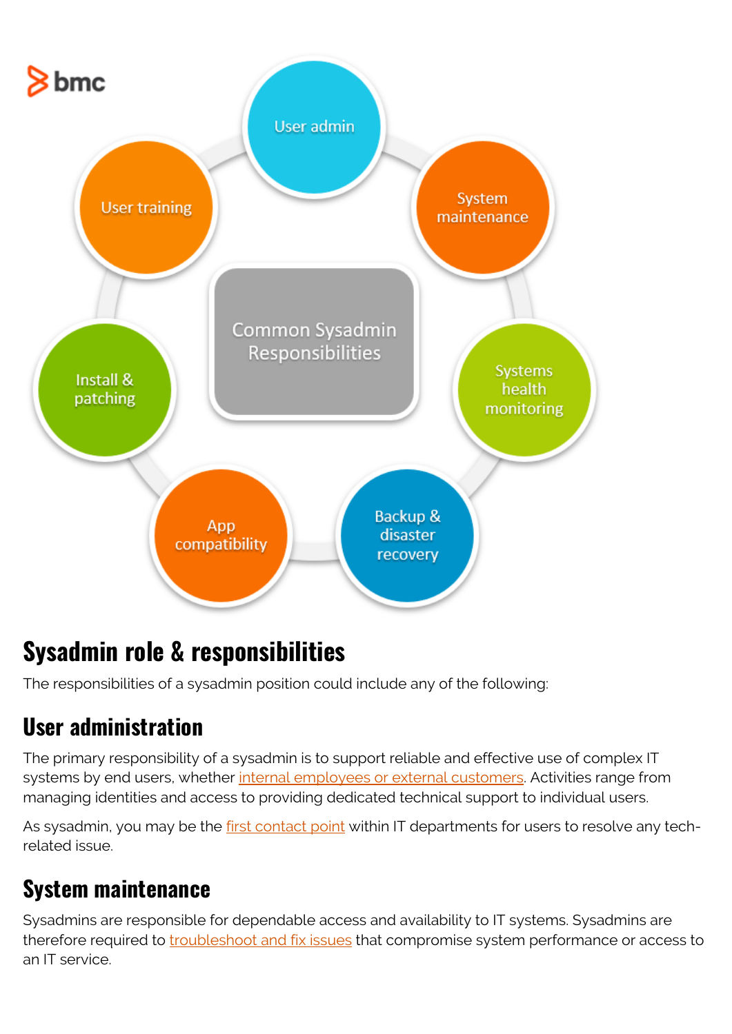## Sysadmin role & responsibilities

The responsibilities of a sysadmin position could include any of the following:

### User administration

The primary responsibility of a sysadmin is to support reliable and effective use of complex IT systems by end users, whether internal employees or external customers. Activities range from managing identities and access to providing dedicated technical support to individual users.

As sysadmin, you may be the first contact point within IT departments for users to resolve any tech-related issue.

### System maintenance

Sysadmins are responsible for dependable access and availability to IT systems. Sysadmins are therefore required to troubleshoot and fix issues that compromise system performance or access to an IT service.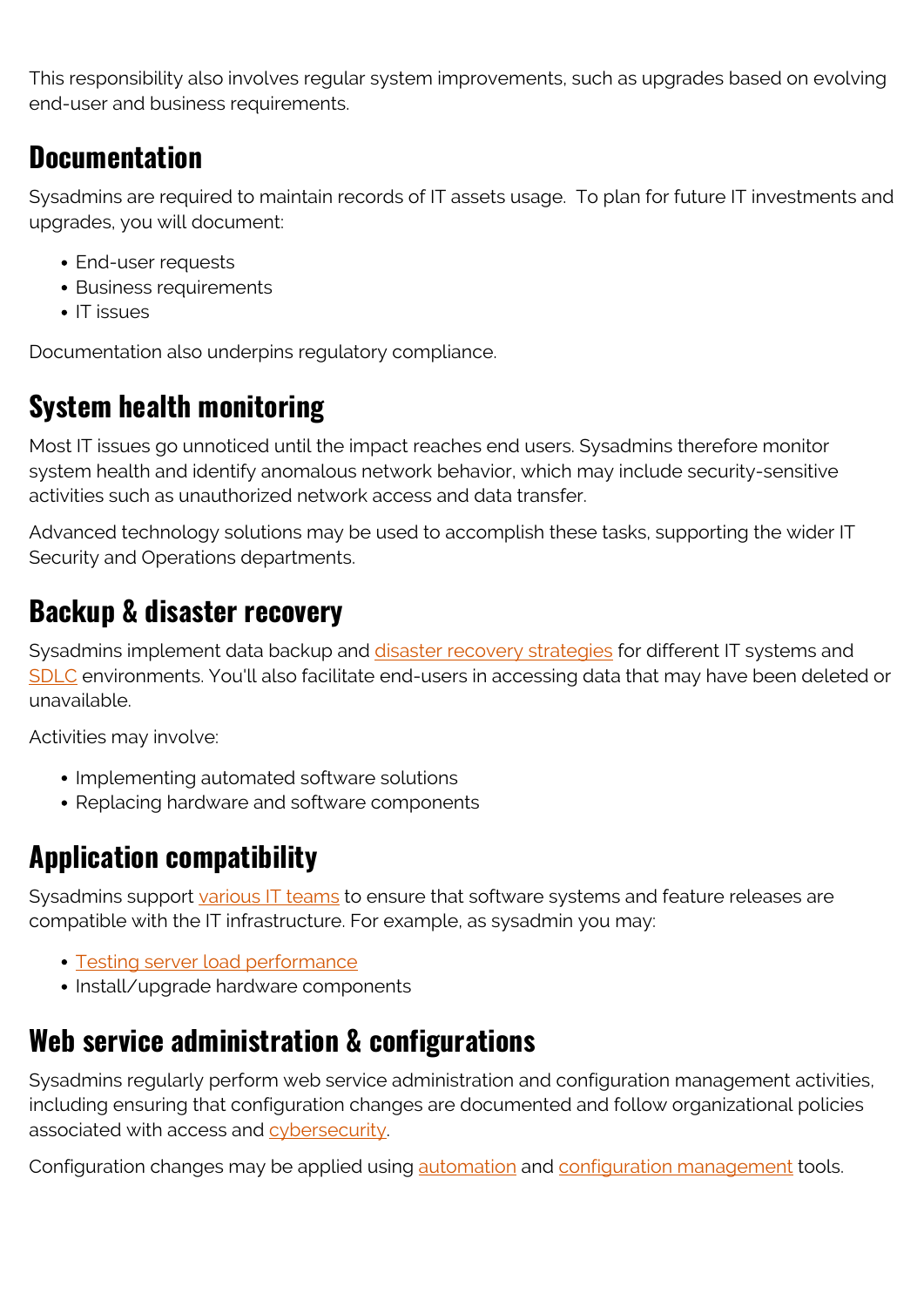This responsibility also involves regular system improvements, such as upgrades based on evolving end-user and business requirements.

## Documentation

Sysadmins are required to maintain records of IT assets usage. To plan for future IT investments and upgrades, you will document:

- End-user requests
- Business requirements
- IT issues

Documentation also underpins regulatory compliance.

## System health monitoring

Most IT issues go unnoticed until the impact reaches end users. Sysadmins therefore monitor system health and identify anomalous network behavior, which may include security-sensitive activities such as unauthorized network access and data transfer.

Advanced technology solutions may be used to accomplish these tasks, supporting the wider IT Security and Operations departments.

## Backup & disaster recovery

Sysadmins implement data backup and disaster recovery strategies for different IT systems and SDLC environments. You'll also facilitate end-users in accessing data that may have been deleted or unavailable.

Activities may involve:

- Implementing automated software solutions
- Replacing hardware and software components

## Application compatibility

Sysadmins support various IT teams to ensure that software systems and feature releases are compatible with the IT infrastructure. For example, as sysadmin you may:

- Testing server load performance
- Install/upgrade hardware components

## Web service administration & configurations

Sysadmins regularly perform web service administration and configuration management activities, including ensuring that configuration changes are documented and follow organizational policies associated with access and cybersecurity.

Configuration changes may be applied using automation and configuration management tools.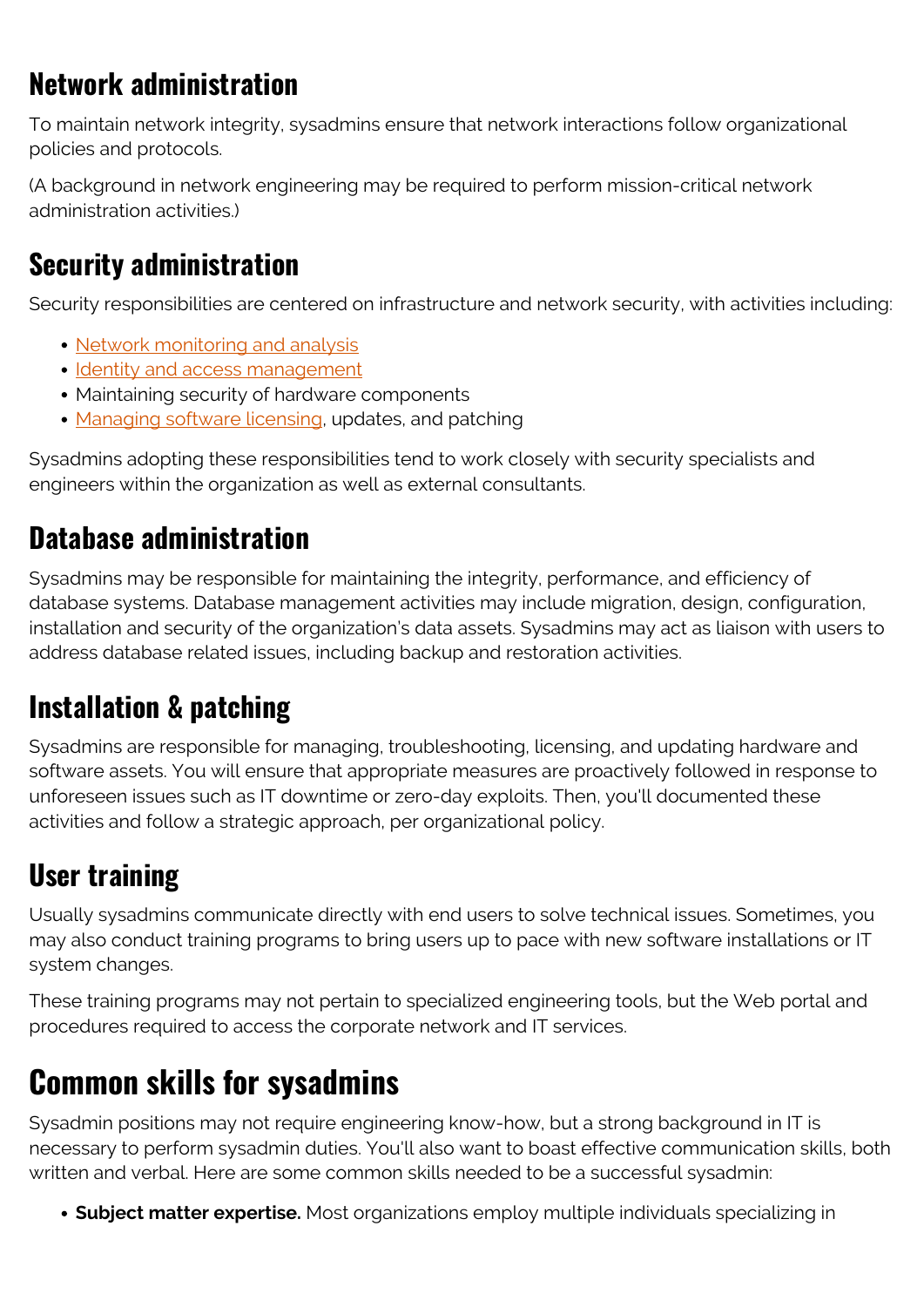## Network administration

To maintain network integrity, sysadmins ensure that network interactions follow organizational policies and protocols.

(A background in network engineering may be required to perform mission-critical network administration activities.)

## Security administration

Security responsibilities are centered on infrastructure and network security, with activities including:

- Network monitoring and analysis
- Identity and access management
- Maintaining security of hardware components
- Managing software licensing, updates, and patching

Sysadmins adopting these responsibilities tend to work closely with security specialists and engineers within the organization as well as external consultants.

## Database administration

Sysadmins may be responsible for maintaining the integrity, performance, and efficiency of database systems. Database management activities may include migration, design, configuration, installation and security of the organization's data assets. Sysadmins may act as liaison with users to address database related issues, including backup and restoration activities.

## Installation & patching

Sysadmins are responsible for managing, troubleshooting, licensing, and updating hardware and software assets. You will ensure that appropriate measures are proactively followed in response to unforeseen issues such as IT downtime or zero-day exploits. Then, you'll documented these activities and follow a strategic approach, per organizational policy.

## User training

Usually sysadmins communicate directly with end users to solve technical issues. Sometimes, you may also conduct training programs to bring users up to pace with new software installations or IT system changes.

These training programs may not pertain to specialized engineering tools, but the Web portal and procedures required to access the corporate network and IT services.

# Common skills for sysadmins

Sysadmin positions may not require engineering know-how, but a strong background in IT is necessary to perform sysadmin duties. You'll also want to boast effective communication skills, both written and verbal. Here are some common skills needed to be a successful sysadmin:

- **Subject matter expertise.** Most organizations employ multiple individuals specializing in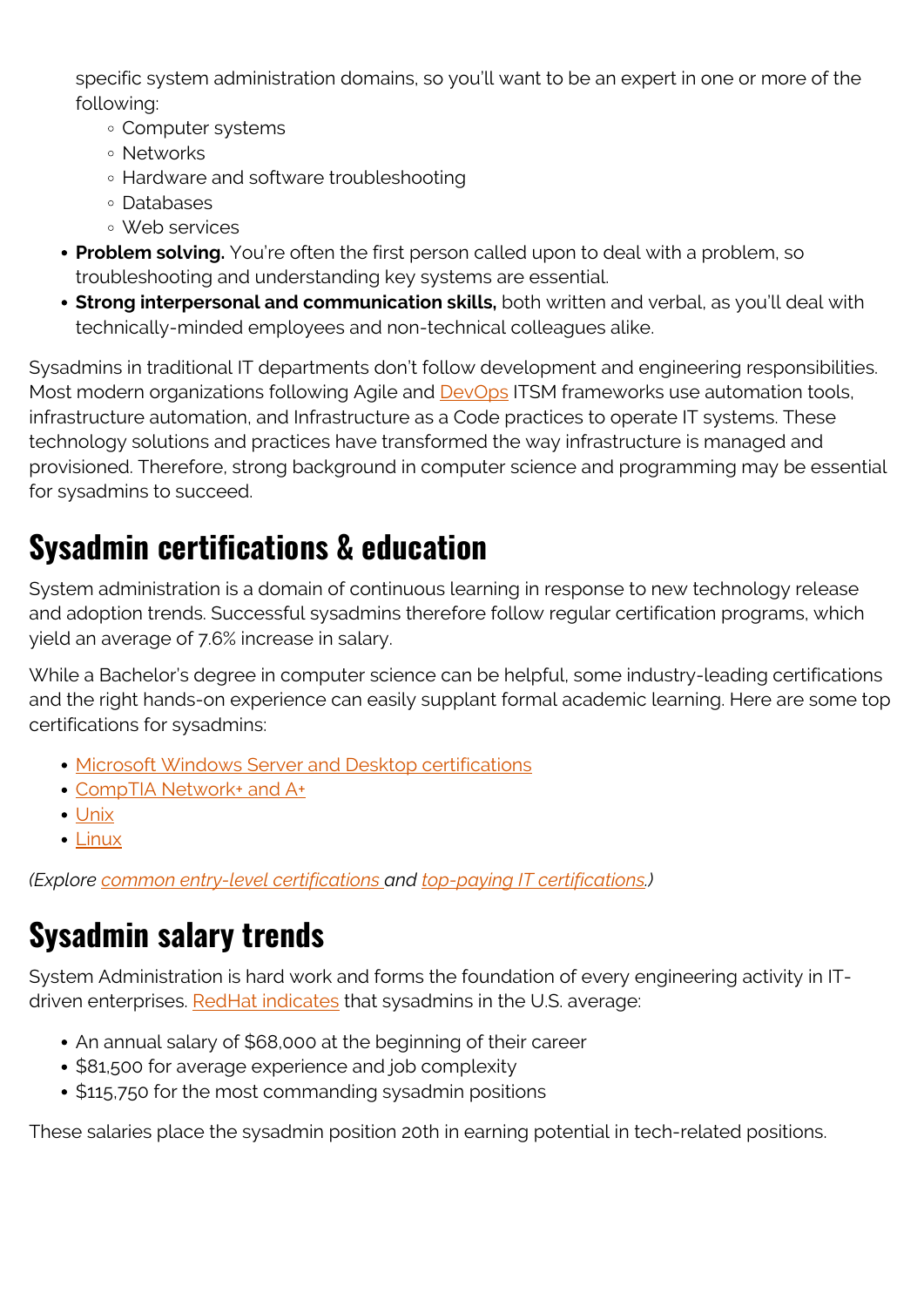specific system administration domains, so you'll want to be an expert in one or more of the following:
    - Computer systems
    - Networks
    - Hardware and software troubleshooting
    - Databases
    - Web services
- **Problem solving.** You're often the first person called upon to deal with a problem, so troubleshooting and understanding key systems are essential.
- **Strong interpersonal and communication skills,** both written and verbal, as you'll deal with technically-minded employees and non-technical colleagues alike.

Sysadmins in traditional IT departments don't follow development and engineering responsibilities. Most modern organizations following Agile and DevOps ITSM frameworks use automation tools, infrastructure automation, and Infrastructure as a Code practices to operate IT systems. These technology solutions and practices have transformed the way infrastructure is managed and provisioned. Therefore, strong background in computer science and programming may be essential for sysadmins to succeed.

## Sysadmin certifications & education

System administration is a domain of continuous learning in response to new technology release and adoption trends. Successful sysadmins therefore follow regular certification programs, which yield an average of 7.6% increase in salary.

While a Bachelor's degree in computer science can be helpful, some industry-leading certifications and the right hands-on experience can easily supplant formal academic learning. Here are some top certifications for sysadmins:

- Microsoft Windows Server and Desktop certifications
- CompTIA Network+ and A+
- Unix
- Linux

*(Explore common entry-level certifications and top-paying IT certifications.)*

## Sysadmin salary trends

System Administration is hard work and forms the foundation of every engineering activity in IT-driven enterprises. RedHat indicates that sysadmins in the U.S. average:

- An annual salary of $68,000 at the beginning of their career
- $81,500 for average experience and job complexity
- $115,750 for the most commanding sysadmin positions

These salaries place the sysadmin position 20th in earning potential in tech-related positions.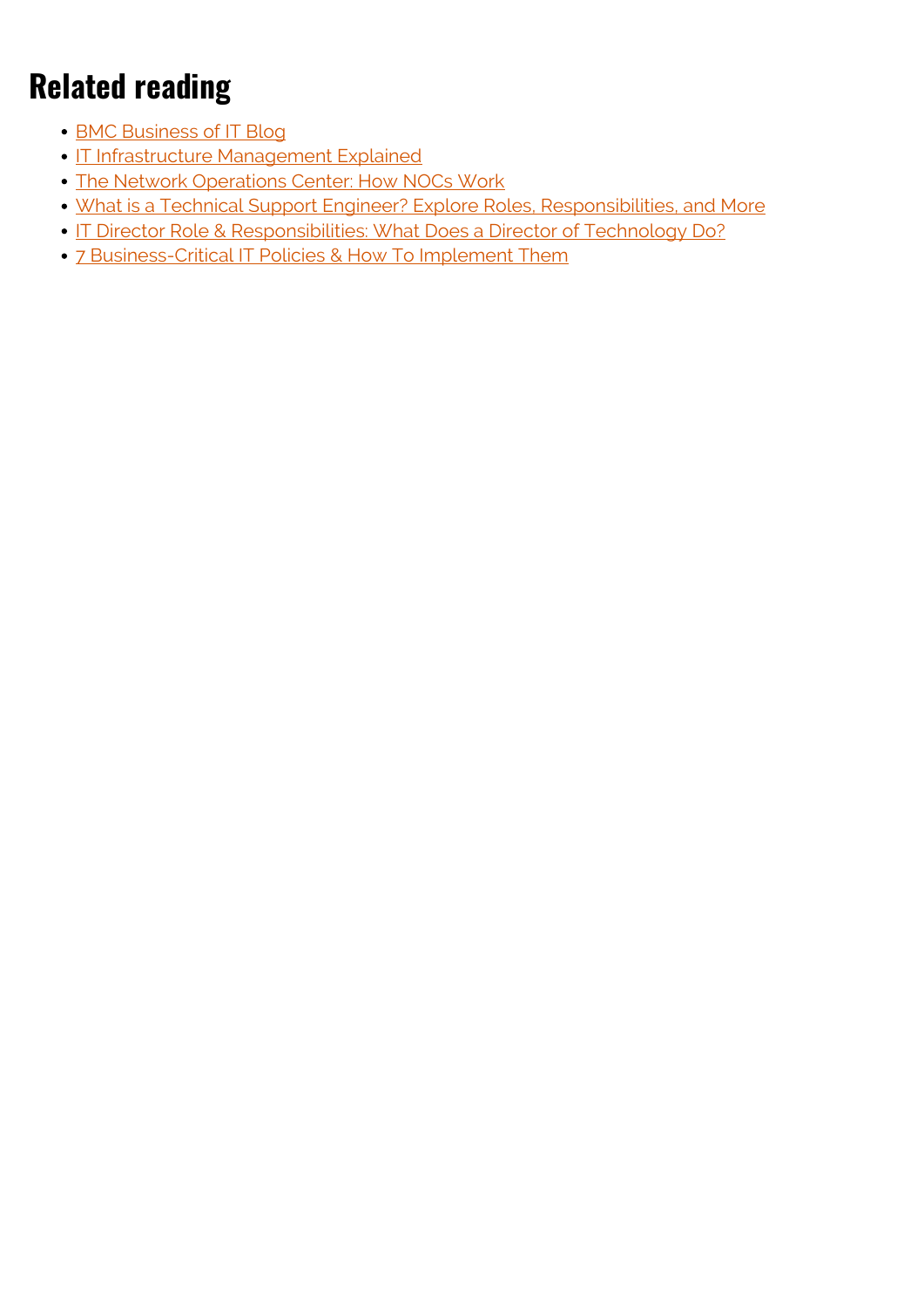## Related reading

- BMC Business of IT Blog
- IT Infrastructure Management Explained
- The Network Operations Center: How NOCs Work
- What is a Technical Support Engineer? Explore Roles, Responsibilities, and More
- IT Director Role & Responsibilities: What Does a Director of Technology Do?
- 7 Business-Critical IT Policies & How To Implement Them